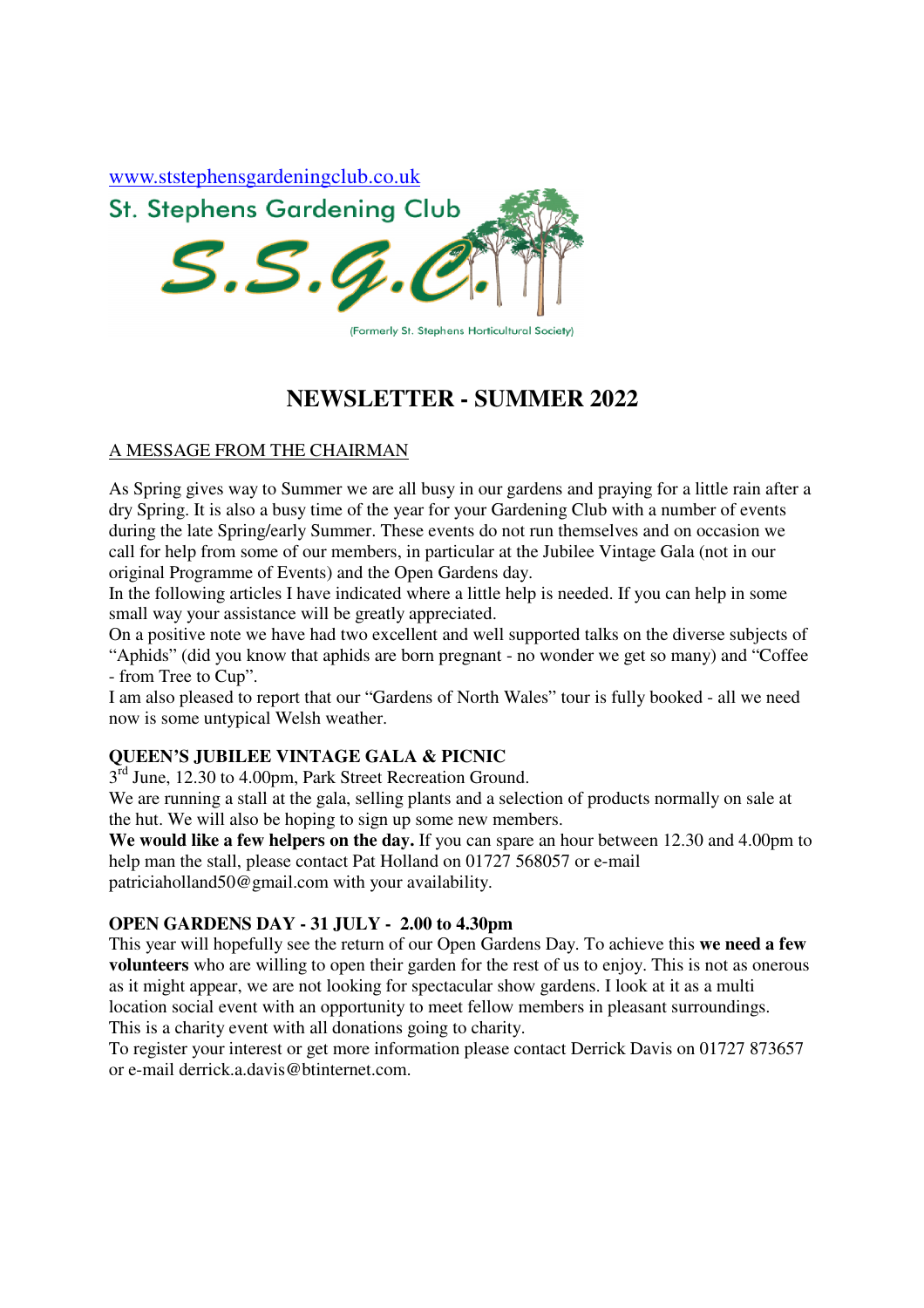www.ststephensgardeningclub.co.uk

St. Stephens Gardening Club

S.S.G.C.

(Formerly St. Stephens Horticultural Society)

# NEWSLETTER - SUMMER 2022

## A MESSAGE FROM THE CHAIRMAN

As Spring gives way to Summer we are all busy in our gardens and praying for a little rain after a dry Spring. It is also a busy time of the year for your Gardening Club with a number of events during the late Spring/early Summer. These events do not run themselves and on occasion we call for help from some of our members, in particular at the Jubilee Vintage Gala (not in our original Programme of Events) and the Open Gardens day.

In the following articles I have indicated where a little help is needed. If you can help in some small way your assistance will be greatly appreciated.

On a positive note we have had two excellent and well supported talks on the diverse subjects of "Aphids" (did you know that aphids are born pregnant - no wonder we get so many) and "Coffee - from Tree to Cup".

I am also pleased to report that our "Gardens of North Wales" tour is fully booked - all we need now is some untypical Welsh weather.

### QUEEN'S JUBILEE VINTAGE GALA & PICNIC

3rd June, 12.30 to 4.00pm, Park Street Recreation Ground.

We are running a stall at the gala, selling plants and a selection of products normally on sale at the hut. We will also be hoping to sign up some new members.

**We would like a few helpers on the day.** If you can spare an hour between 12.30 and 4.00pm to help man the stall, please contact Pat Holland on 01727 568057 or e-mail patriciaholland50@gmail.com with your availability.

### OPEN GARDENS DAY - 31 JULY - 2.00 to 4.30pm

This year will hopefully see the return of our Open Gardens Day. To achieve this **we need a few volunteers** who are willing to open their garden for the rest of us to enjoy. This is not as onerous as it might appear, we are not looking for spectacular show gardens. I look at it as a multi location social event with an opportunity to meet fellow members in pleasant surroundings. This is a charity event with all donations going to charity.

To register your interest or get more information please contact Derrick Davis on 01727 873657 or e-mail derrick.a.davis@btinternet.com.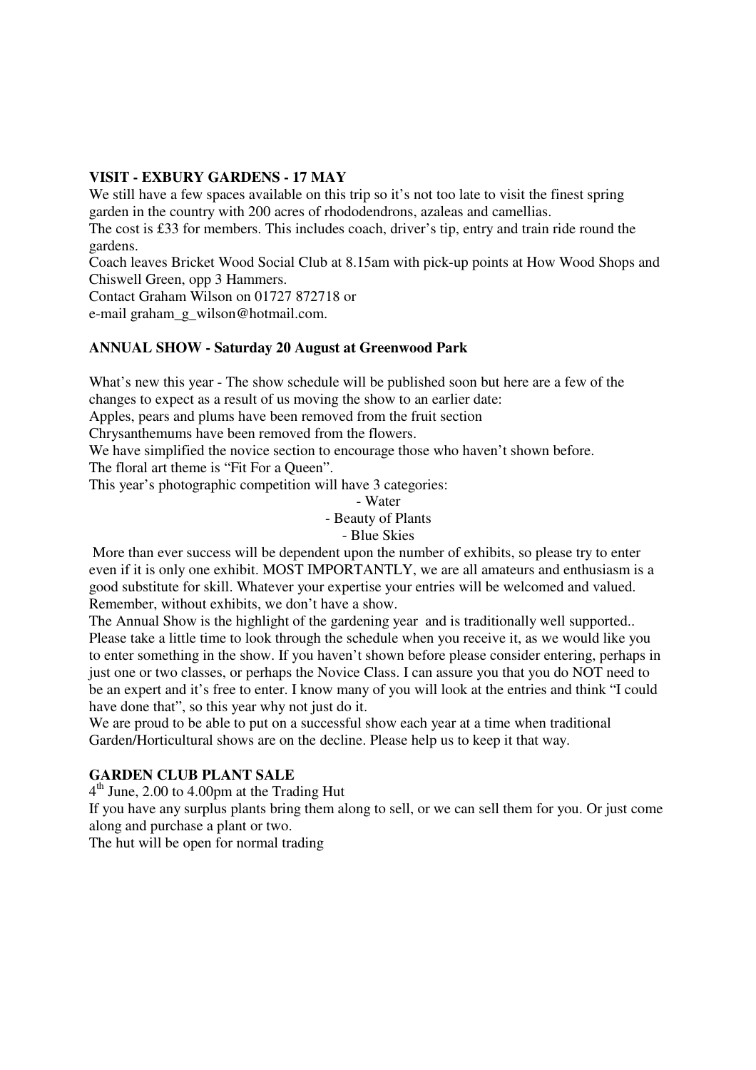**VISIT - EXBURY GARDENS - 17 MAY**

We still have a few spaces available on this trip so it's not too late to visit the finest spring garden in the country with 200 acres of rhododendrons, azaleas and camellias.

The cost is £33 for members. This includes coach, driver's tip, entry and train ride round the gardens.

Coach leaves Bricket Wood Social Club at 8.15am with pick-up points at How Wood Shops and Chiswell Green, opp 3 Hammers.

Contact Graham Wilson on 01727 872718 or
e-mail graham_g_wilson@hotmail.com.

**ANNUAL SHOW - Saturday 20 August at Greenwood Park**

What's new this year - The show schedule will be published soon but here are a few of the changes to expect as a result of us moving the show to an earlier date:

Apples, pears and plums have been removed from the fruit section

Chrysanthemums have been removed from the flowers.

We have simplified the novice section to encourage those who haven't shown before.

The floral art theme is "Fit For a Queen".

This year's photographic competition will have 3 categories:

- Water
- Beauty of Plants
- Blue Skies

More than ever success will be dependent upon the number of exhibits, so please try to enter even if it is only one exhibit. MOST IMPORTANTLY, we are all amateurs and enthusiasm is a good substitute for skill. Whatever your expertise your entries will be welcomed and valued. Remember, without exhibits, we don't have a show.

The Annual Show is the highlight of the gardening year and is traditionally well supported.. Please take a little time to look through the schedule when you receive it, as we would like you to enter something in the show. If you haven't shown before please consider entering, perhaps in just one or two classes, or perhaps the Novice Class. I can assure you that you do NOT need to be an expert and it's free to enter. I know many of you will look at the entries and think "I could have done that", so this year why not just do it.

We are proud to be able to put on a successful show each year at a time when traditional Garden/Horticultural shows are on the decline. Please help us to keep it that way.

**GARDEN CLUB PLANT SALE**

4th June, 2.00 to 4.00pm at the Trading Hut

If you have any surplus plants bring them along to sell, or we can sell them for you. Or just come along and purchase a plant or two.

The hut will be open for normal trading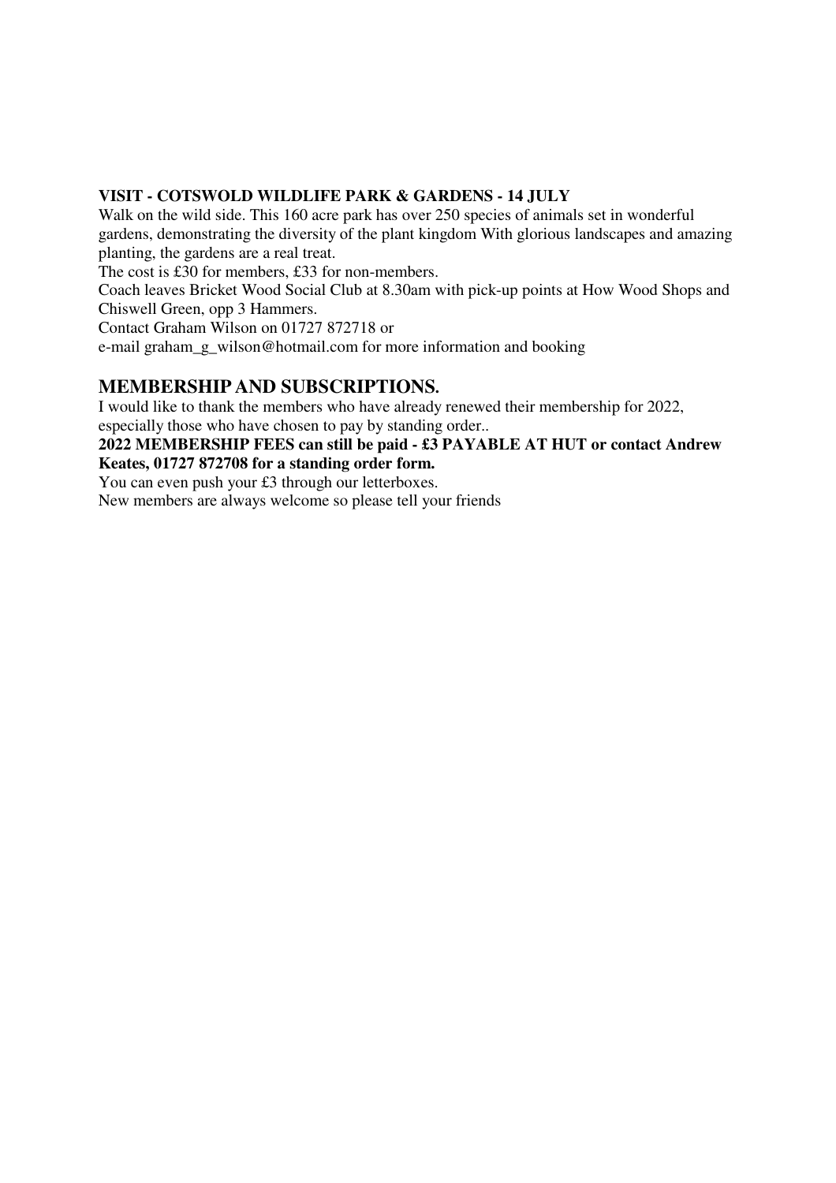**VISIT - COTSWOLD WILDLIFE PARK & GARDENS - 14 JULY**

Walk on the wild side. This 160 acre park has over 250 species of animals set in wonderful gardens, demonstrating the diversity of the plant kingdom With glorious landscapes and amazing planting, the gardens are a real treat.

The cost is £30 for members, £33 for non-members.

Coach leaves Bricket Wood Social Club at 8.30am with pick-up points at How Wood Shops and Chiswell Green, opp 3 Hammers.

Contact Graham Wilson on 01727 872718 or
e-mail graham_g_wilson@hotmail.com for more information and booking

## MEMBERSHIP AND SUBSCRIPTIONS.

I would like to thank the members who have already renewed their membership for 2022, especially those who have chosen to pay by standing order..

**2022 MEMBERSHIP FEES can still be paid - £3 PAYABLE AT HUT or contact Andrew Keates, 01727 872708 for a standing order form.**

You can even push your £3 through our letterboxes.

New members are always welcome so please tell your friends